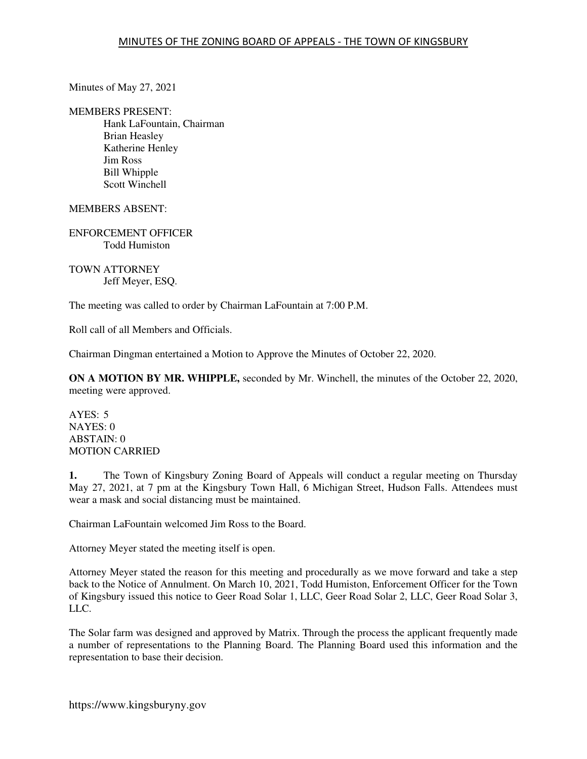# MINUTES OF THE ZONING BOARD OF APPEALS - THE TOWN OF KINGSBURY

Minutes of May 27, 2021

MEMBERS PRESENT:
Hank LaFountain, Chairman
Brian Heasley
Katherine Henley
Jim Ross
Bill Whipple
Scott Winchell

MEMBERS ABSENT:

ENFORCEMENT OFFICER
Todd Humiston

TOWN ATTORNEY
Jeff Meyer, ESQ.

The meeting was called to order by Chairman LaFountain at 7:00 P.M.

Roll call of all Members and Officials.

Chairman Dingman entertained a Motion to Approve the Minutes of October 22, 2020.

**ON A MOTION BY MR. WHIPPLE,** seconded by Mr. Winchell, the minutes of the October 22, 2020, meeting were approved.

AYES: 5
NAYES: 0
ABSTAIN: 0
MOTION CARRIED

**1.** The Town of Kingsbury Zoning Board of Appeals will conduct a regular meeting on Thursday May 27, 2021, at 7 pm at the Kingsbury Town Hall, 6 Michigan Street, Hudson Falls. Attendees must wear a mask and social distancing must be maintained.

Chairman LaFountain welcomed Jim Ross to the Board.

Attorney Meyer stated the meeting itself is open.

Attorney Meyer stated the reason for this meeting and procedurally as we move forward and take a step back to the Notice of Annulment. On March 10, 2021, Todd Humiston, Enforcement Officer for the Town of Kingsbury issued this notice to Geer Road Solar 1, LLC, Geer Road Solar 2, LLC, Geer Road Solar 3, LLC.

The Solar farm was designed and approved by Matrix. Through the process the applicant frequently made a number of representations to the Planning Board. The Planning Board used this information and the representation to base their decision.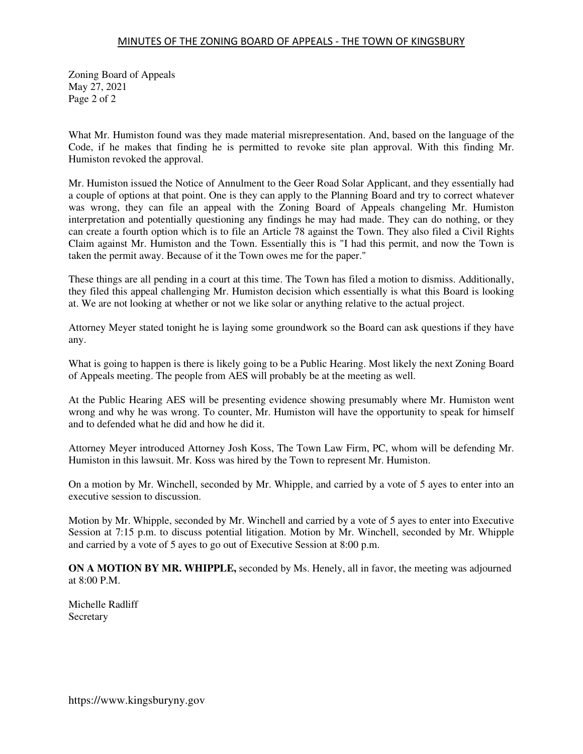Zoning Board of Appeals
May 27, 2021

What Mr. Humiston found was they made material misrepresentation. And, based on the language of the Code, if he makes that finding he is permitted to revoke site plan approval. With this finding Mr. Humiston revoked the approval.

Mr. Humiston issued the Notice of Annulment to the Geer Road Solar Applicant, and they essentially had a couple of options at that point. One is they can apply to the Planning Board and try to correct whatever was wrong, they can file an appeal with the Zoning Board of Appeals changeling Mr. Humiston interpretation and potentially questioning any findings he may had made. They can do nothing, or they can create a fourth option which is to file an Article 78 against the Town. They also filed a Civil Rights Claim against Mr. Humiston and the Town. Essentially this is "I had this permit, and now the Town is taken the permit away. Because of it the Town owes me for the paper."

These things are all pending in a court at this time. The Town has filed a motion to dismiss. Additionally, they filed this appeal challenging Mr. Humiston decision which essentially is what this Board is looking at. We are not looking at whether or not we like solar or anything relative to the actual project.

Attorney Meyer stated tonight he is laying some groundwork so the Board can ask questions if they have any.

What is going to happen is there is likely going to be a Public Hearing. Most likely the next Zoning Board of Appeals meeting. The people from AES will probably be at the meeting as well.

At the Public Hearing AES will be presenting evidence showing presumably where Mr. Humiston went wrong and why he was wrong. To counter, Mr. Humiston will have the opportunity to speak for himself and to defended what he did and how he did it.

Attorney Meyer introduced Attorney Josh Koss, The Town Law Firm, PC, whom will be defending Mr. Humiston in this lawsuit. Mr. Koss was hired by the Town to represent Mr. Humiston.

On a motion by Mr. Winchell, seconded by Mr. Whipple, and carried by a vote of 5 ayes to enter into an executive session to discussion.

Motion by Mr. Whipple, seconded by Mr. Winchell and carried by a vote of 5 ayes to enter into Executive Session at 7:15 p.m. to discuss potential litigation. Motion by Mr. Winchell, seconded by Mr. Whipple and carried by a vote of 5 ayes to go out of Executive Session at 8:00 p.m.

**ON A MOTION BY MR. WHIPPLE,** seconded by Ms. Henely, all in favor, the meeting was adjourned at 8:00 P.M.

Michelle Radliff
Secretary